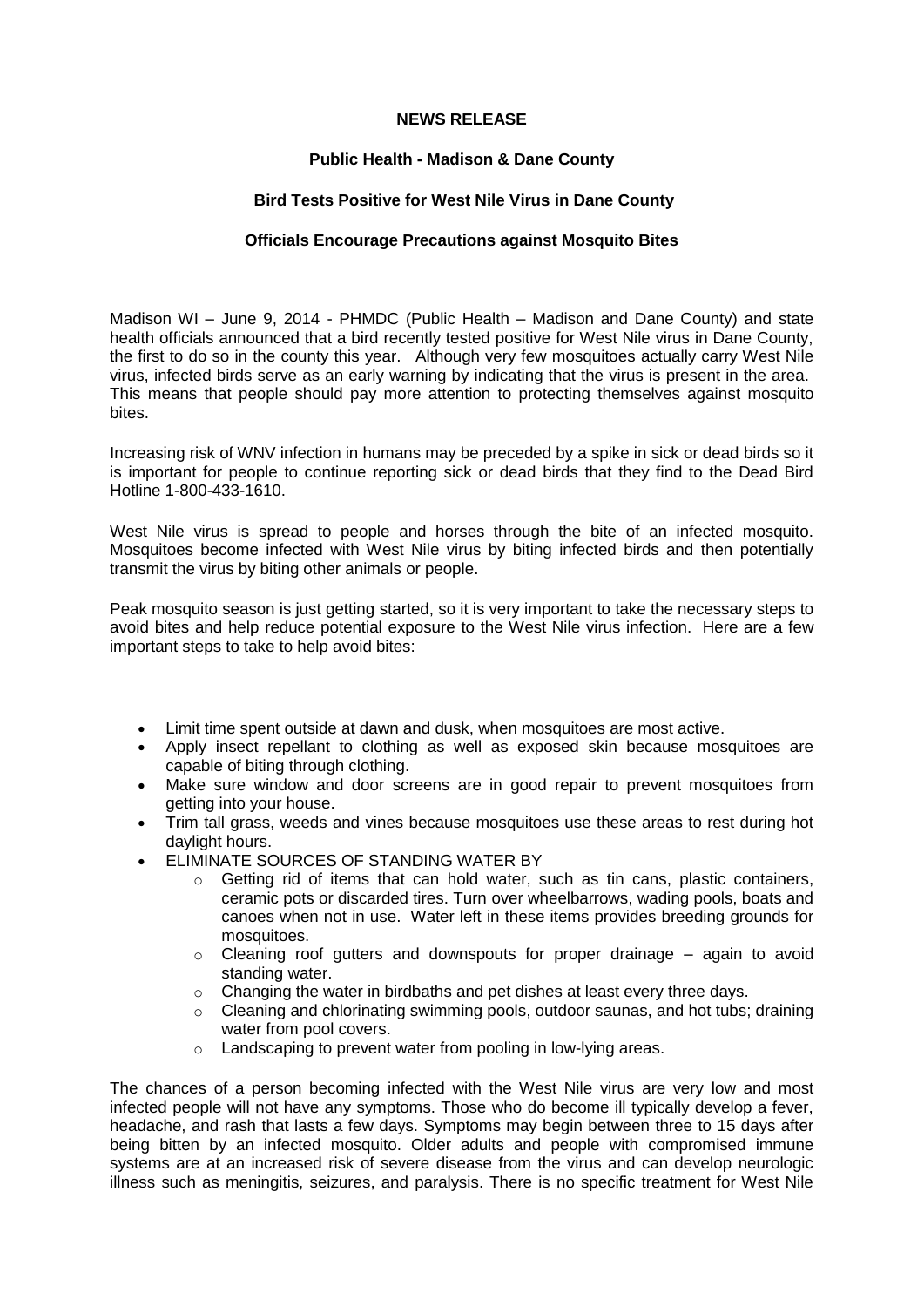**NEWS RELEASE**

**Public Health - Madison & Dane County**

**Bird Tests Positive for West Nile Virus in Dane County**

**Officials Encourage Precautions against Mosquito Bites**

Madison WI – June 9, 2014 - PHMDC (Public Health – Madison and Dane County) and state health officials announced that a bird recently tested positive for West Nile virus in Dane County, the first to do so in the county this year. Although very few mosquitoes actually carry West Nile virus, infected birds serve as an early warning by indicating that the virus is present in the area. This means that people should pay more attention to protecting themselves against mosquito bites.

Increasing risk of WNV infection in humans may be preceded by a spike in sick or dead birds so it is important for people to continue reporting sick or dead birds that they find to the Dead Bird Hotline 1-800-433-1610.

West Nile virus is spread to people and horses through the bite of an infected mosquito. Mosquitoes become infected with West Nile virus by biting infected birds and then potentially transmit the virus by biting other animals or people.

Peak mosquito season is just getting started, so it is very important to take the necessary steps to avoid bites and help reduce potential exposure to the West Nile virus infection. Here are a few important steps to take to help avoid bites:

- Limit time spent outside at dawn and dusk, when mosquitoes are most active.
- Apply insect repellant to clothing as well as exposed skin because mosquitoes are capable of biting through clothing.
- Make sure window and door screens are in good repair to prevent mosquitoes from getting into your house.
- Trim tall grass, weeds and vines because mosquitoes use these areas to rest during hot daylight hours.
- ELIMINATE SOURCES OF STANDING WATER BY
    - Getting rid of items that can hold water, such as tin cans, plastic containers, ceramic pots or discarded tires. Turn over wheelbarrows, wading pools, boats and canoes when not in use. Water left in these items provides breeding grounds for mosquitoes.
    - Cleaning roof gutters and downspouts for proper drainage – again to avoid standing water.
    - Changing the water in birdbaths and pet dishes at least every three days.
    - Cleaning and chlorinating swimming pools, outdoor saunas, and hot tubs; draining water from pool covers.
    - Landscaping to prevent water from pooling in low-lying areas.

The chances of a person becoming infected with the West Nile virus are very low and most infected people will not have any symptoms. Those who do become ill typically develop a fever, headache, and rash that lasts a few days. Symptoms may begin between three to 15 days after being bitten by an infected mosquito. Older adults and people with compromised immune systems are at an increased risk of severe disease from the virus and can develop neurologic illness such as meningitis, seizures, and paralysis. There is no specific treatment for West Nile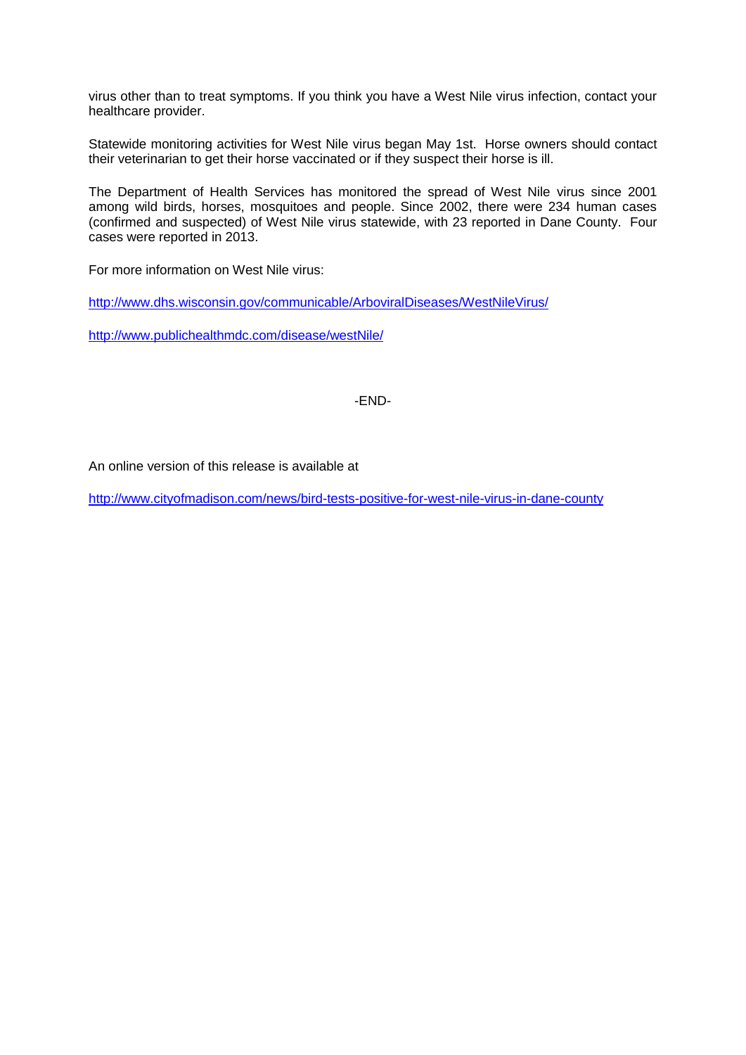virus other than to treat symptoms. If you think you have a West Nile virus infection, contact your healthcare provider.

Statewide monitoring activities for West Nile virus began May 1st. Horse owners should contact their veterinarian to get their horse vaccinated or if they suspect their horse is ill.

The Department of Health Services has monitored the spread of West Nile virus since 2001 among wild birds, horses, mosquitoes and people. Since 2002, there were 234 human cases (confirmed and suspected) of West Nile virus statewide, with 23 reported in Dane County. Four cases were reported in 2013.

For more information on West Nile virus:

http://www.dhs.wisconsin.gov/communicable/ArboviralDiseases/WestNileVirus/

http://www.publichealthmdc.com/disease/westNile/

-END-

An online version of this release is available at

http://www.cityofmadison.com/news/bird-tests-positive-for-west-nile-virus-in-dane-county